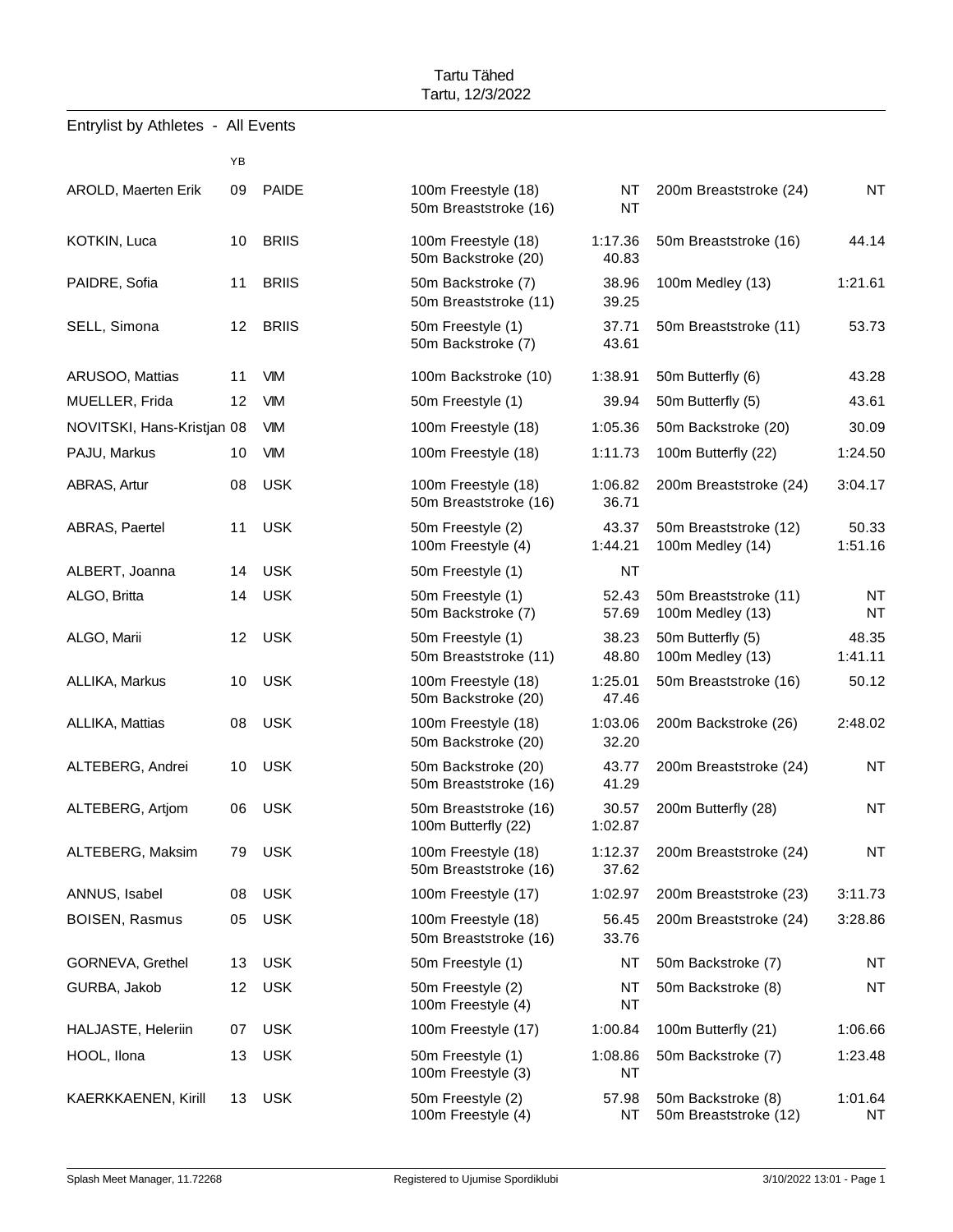Tartu Tähed
Tartu, 12/3/2022

## Entrylist by Athletes - All Events

| Athlete | YB | Club | Event | Time | Event | Time |
|---|---|---|---|---|---|---|
| AROLD, Maerten Erik | 09 | PAIDE | 100m Freestyle (18)<br>50m Breaststroke (16) | NT<br>NT | 200m Breaststroke (24) | NT |
| KOTKIN, Luca | 10 | BRIIS | 100m Freestyle (18)<br>50m Backstroke (20) | 1:17.36<br>40.83 | 50m Breaststroke (16) | 44.14 |
| PAIDRE, Sofia | 11 | BRIIS | 50m Backstroke (7)<br>50m Breaststroke (11) | 38.96<br>39.25 | 100m Medley (13) | 1:21.61 |
| SELL, Simona | 12 | BRIIS | 50m Freestyle (1)<br>50m Backstroke (7) | 37.71<br>43.61 | 50m Breaststroke (11) | 53.73 |
| ARUSOO, Mattias | 11 | VIM | 100m Backstroke (10) | 1:38.91 | 50m Butterfly (6) | 43.28 |
| MUELLER, Frida | 12 | VIM | 50m Freestyle (1) | 39.94 | 50m Butterfly (5) | 43.61 |
| NOVITSKI, Hans-Kristjan | 08 | VIM | 100m Freestyle (18) | 1:05.36 | 50m Backstroke (20) | 30.09 |
| PAJU, Markus | 10 | VIM | 100m Freestyle (18) | 1:11.73 | 100m Butterfly (22) | 1:24.50 |
| ABRAS, Artur | 08 | USK | 100m Freestyle (18)<br>50m Breaststroke (16) | 1:06.82<br>36.71 | 200m Breaststroke (24) | 3:04.17 |
| ABRAS, Paertel | 11 | USK | 50m Freestyle (2)<br>100m Freestyle (4) | 43.37<br>1:44.21 | 50m Breaststroke (12)<br>100m Medley (14) | 50.33<br>1:51.16 |
| ALBERT, Joanna | 14 | USK | 50m Freestyle (1) | NT | | |
| ALGO, Britta | 14 | USK | 50m Freestyle (1)<br>50m Backstroke (7) | 52.43<br>57.69 | 50m Breaststroke (11)<br>100m Medley (13) | NT<br>NT |
| ALGO, Marii | 12 | USK | 50m Freestyle (1)<br>50m Breaststroke (11) | 38.23<br>48.80 | 50m Butterfly (5)<br>100m Medley (13) | 48.35<br>1:41.11 |
| ALLIKA, Markus | 10 | USK | 100m Freestyle (18)<br>50m Backstroke (20) | 1:25.01<br>47.46 | 50m Breaststroke (16) | 50.12 |
| ALLIKA, Mattias | 08 | USK | 100m Freestyle (18)<br>50m Backstroke (20) | 1:03.06<br>32.20 | 200m Backstroke (26) | 2:48.02 |
| ALTEBERG, Andrei | 10 | USK | 50m Backstroke (20)<br>50m Breaststroke (16) | 43.77<br>41.29 | 200m Breaststroke (24) | NT |
| ALTEBERG, Artjom | 06 | USK | 50m Breaststroke (16)<br>100m Butterfly (22) | 30.57<br>1:02.87 | 200m Butterfly (28) | NT |
| ALTEBERG, Maksim | 79 | USK | 100m Freestyle (18)<br>50m Breaststroke (16) | 1:12.37<br>37.62 | 200m Breaststroke (24) | NT |
| ANNUS, Isabel | 08 | USK | 100m Freestyle (17) | 1:02.97 | 200m Breaststroke (23) | 3:11.73 |
| BOISEN, Rasmus | 05 | USK | 100m Freestyle (18)<br>50m Breaststroke (16) | 56.45<br>33.76 | 200m Breaststroke (24) | 3:28.86 |
| GORNEVA, Grethel | 13 | USK | 50m Freestyle (1) | NT | 50m Backstroke (7) | NT |
| GURBA, Jakob | 12 | USK | 50m Freestyle (2)<br>100m Freestyle (4) | NT<br>NT | 50m Backstroke (8) | NT |
| HALJASTE, Heleriin | 07 | USK | 100m Freestyle (17) | 1:00.84 | 100m Butterfly (21) | 1:06.66 |
| HOOL, Ilona | 13 | USK | 50m Freestyle (1)<br>100m Freestyle (3) | 1:08.86<br>NT | 50m Backstroke (7) | 1:23.48 |
| KAERKKAENEN, Kirill | 13 | USK | 50m Freestyle (2)<br>100m Freestyle (4) | 57.98<br>NT | 50m Backstroke (8)<br>50m Breaststroke (12) | 1:01.64<br>NT |

Splash Meet Manager, 11.72268 — Registered to Ujumise Spordiklubi — 3/10/2022 13:01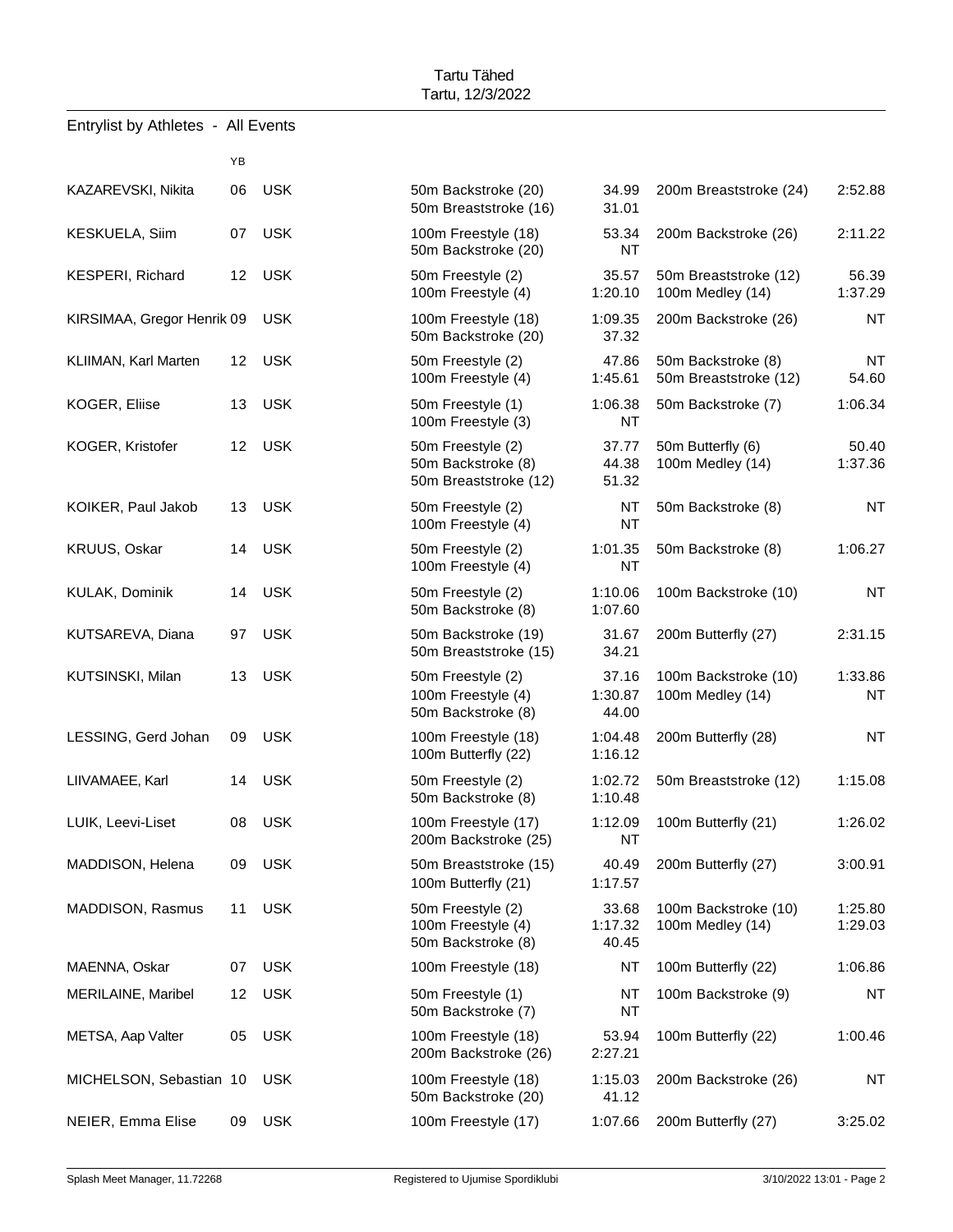Tartu Tähed
Tartu, 12/3/2022

## Entrylist by Athletes - All Events

| Name | YB | Club | Event | Entry Time | Event | Entry Time |
|---|---|---|---|---|---|---|
| KAZAREVSKI, Nikita | 06 | USK | 50m Backstroke (20) | 34.99 | 200m Breaststroke (24) | 2:52.88 |
| | | | 50m Breaststroke (16) | 31.01 | | |
| KESKUELA, Siim | 07 | USK | 100m Freestyle (18) | 53.34 | 200m Backstroke (26) | 2:11.22 |
| | | | 50m Backstroke (20) | NT | | |
| KESPERI, Richard | 12 | USK | 50m Freestyle (2) | 35.57 | 50m Breaststroke (12) | 56.39 |
| | | | 100m Freestyle (4) | 1:20.10 | 100m Medley (14) | 1:37.29 |
| KIRSIMAA, Gregor Henrik | 09 | USK | 100m Freestyle (18) | 1:09.35 | 200m Backstroke (26) | NT |
| | | | 50m Backstroke (20) | 37.32 | | |
| KLIIMAN, Karl Marten | 12 | USK | 50m Freestyle (2) | 47.86 | 50m Backstroke (8) | NT |
| | | | 100m Freestyle (4) | 1:45.61 | 50m Breaststroke (12) | 54.60 |
| KOGER, Eliise | 13 | USK | 50m Freestyle (1) | 1:06.38 | 50m Backstroke (7) | 1:06.34 |
| | | | 100m Freestyle (3) | NT | | |
| KOGER, Kristofer | 12 | USK | 50m Freestyle (2) | 37.77 | 50m Butterfly (6) | 50.40 |
| | | | 50m Backstroke (8) | 44.38 | 100m Medley (14) | 1:37.36 |
| | | | 50m Breaststroke (12) | 51.32 | | |
| KOIKER, Paul Jakob | 13 | USK | 50m Freestyle (2) | NT | 50m Backstroke (8) | NT |
| | | | 100m Freestyle (4) | NT | | |
| KRUUS, Oskar | 14 | USK | 50m Freestyle (2) | 1:01.35 | 50m Backstroke (8) | 1:06.27 |
| | | | 100m Freestyle (4) | NT | | |
| KULAK, Dominik | 14 | USK | 50m Freestyle (2) | 1:10.06 | 100m Backstroke (10) | NT |
| | | | 50m Backstroke (8) | 1:07.60 | | |
| KUTSAREVA, Diana | 97 | USK | 50m Backstroke (19) | 31.67 | 200m Butterfly (27) | 2:31.15 |
| | | | 50m Breaststroke (15) | 34.21 | | |
| KUTSINSKI, Milan | 13 | USK | 50m Freestyle (2) | 37.16 | 100m Backstroke (10) | 1:33.86 |
| | | | 100m Freestyle (4) | 1:30.87 | 100m Medley (14) | NT |
| | | | 50m Backstroke (8) | 44.00 | | |
| LESSING, Gerd Johan | 09 | USK | 100m Freestyle (18) | 1:04.48 | 200m Butterfly (28) | NT |
| | | | 100m Butterfly (22) | 1:16.12 | | |
| LIIVAMAEE, Karl | 14 | USK | 50m Freestyle (2) | 1:02.72 | 50m Breaststroke (12) | 1:15.08 |
| | | | 50m Backstroke (8) | 1:10.48 | | |
| LUIK, Leevi-Liset | 08 | USK | 100m Freestyle (17) | 1:12.09 | 100m Butterfly (21) | 1:26.02 |
| | | | 200m Backstroke (25) | NT | | |
| MADDISON, Helena | 09 | USK | 50m Breaststroke (15) | 40.49 | 200m Butterfly (27) | 3:00.91 |
| | | | 100m Butterfly (21) | 1:17.57 | | |
| MADDISON, Rasmus | 11 | USK | 50m Freestyle (2) | 33.68 | 100m Backstroke (10) | 1:25.80 |
| | | | 100m Freestyle (4) | 1:17.32 | 100m Medley (14) | 1:29.03 |
| | | | 50m Backstroke (8) | 40.45 | | |
| MAENNA, Oskar | 07 | USK | 100m Freestyle (18) | NT | 100m Butterfly (22) | 1:06.86 |
| MERILAINE, Maribel | 12 | USK | 50m Freestyle (1) | NT | 100m Backstroke (9) | NT |
| | | | 50m Backstroke (7) | NT | | |
| METSA, Aap Valter | 05 | USK | 100m Freestyle (18) | 53.94 | 100m Butterfly (22) | 1:00.46 |
| | | | 200m Backstroke (26) | 2:27.21 | | |
| MICHELSON, Sebastian | 10 | USK | 100m Freestyle (18) | 1:15.03 | 200m Backstroke (26) | NT |
| | | | 50m Backstroke (20) | 41.12 | | |
| NEIER, Emma Elise | 09 | USK | 100m Freestyle (17) | 1:07.66 | 200m Butterfly (27) | 3:25.02 |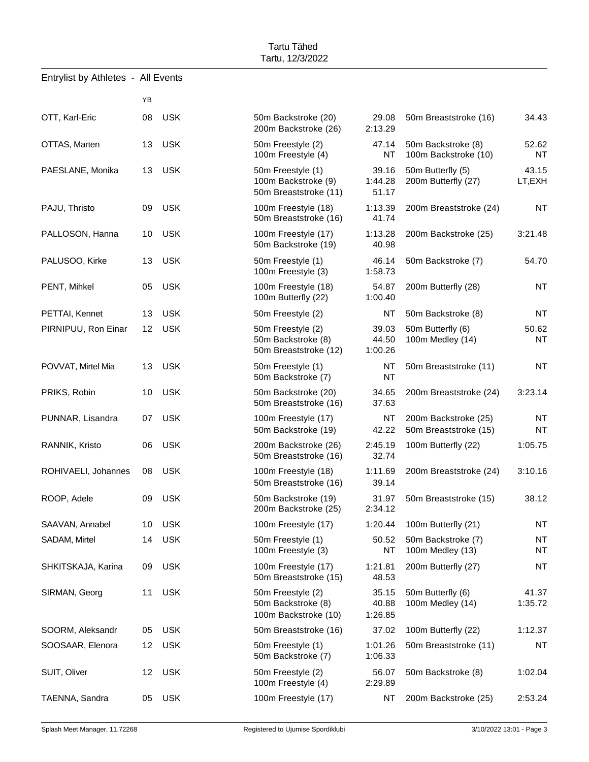Tartu Tähed
Tartu, 12/3/2022

## Entrylist by Athletes - All Events

| Name | YB | Club | Event | Time | Event | Time |
|---|---|---|---|---|---|---|
| OTT, Karl-Eric | 08 | USK | 50m Backstroke (20) | 29.08 | 50m Breaststroke (16) | 34.43 |
| | | | 200m Backstroke (26) | 2:13.29 | | |
| OTTAS, Marten | 13 | USK | 50m Freestyle (2) | 47.14 | 50m Backstroke (8) | 52.62 |
| | | | 100m Freestyle (4) | NT | 100m Backstroke (10) | NT |
| PAESLANE, Monika | 13 | USK | 50m Freestyle (1) | 39.16 | 50m Butterfly (5) | 43.15 |
| | | | 100m Backstroke (9) | 1:44.28 | 200m Butterfly (27) | LT,EXH |
| | | | 50m Breaststroke (11) | 51.17 | | |
| PAJU, Thristo | 09 | USK | 100m Freestyle (18) | 1:13.39 | 200m Breaststroke (24) | NT |
| | | | 50m Breaststroke (16) | 41.74 | | |
| PALLOSON, Hanna | 10 | USK | 100m Freestyle (17) | 1:13.28 | 200m Backstroke (25) | 3:21.48 |
| | | | 50m Backstroke (19) | 40.98 | | |
| PALUSOO, Kirke | 13 | USK | 50m Freestyle (1) | 46.14 | 50m Backstroke (7) | 54.70 |
| | | | 100m Freestyle (3) | 1:58.73 | | |
| PENT, Mihkel | 05 | USK | 100m Freestyle (18) | 54.87 | 200m Butterfly (28) | NT |
| | | | 100m Butterfly (22) | 1:00.40 | | |
| PETTAI, Kennet | 13 | USK | 50m Freestyle (2) | NT | 50m Backstroke (8) | NT |
| PIRNIPUU, Ron Einar | 12 | USK | 50m Freestyle (2) | 39.03 | 50m Butterfly (6) | 50.62 |
| | | | 50m Backstroke (8) | 44.50 | 100m Medley (14) | NT |
| | | | 50m Breaststroke (12) | 1:00.26 | | |
| POVVAT, Mirtel Mia | 13 | USK | 50m Freestyle (1) | NT | 50m Breaststroke (11) | NT |
| | | | 50m Backstroke (7) | NT | | |
| PRIKS, Robin | 10 | USK | 50m Backstroke (20) | 34.65 | 200m Breaststroke (24) | 3:23.14 |
| | | | 50m Breaststroke (16) | 37.63 | | |
| PUNNAR, Lisandra | 07 | USK | 100m Freestyle (17) | NT | 200m Backstroke (25) | NT |
| | | | 50m Backstroke (19) | 42.22 | 50m Breaststroke (15) | NT |
| RANNIK, Kristo | 06 | USK | 200m Backstroke (26) | 2:45.19 | 100m Butterfly (22) | 1:05.75 |
| | | | 50m Breaststroke (16) | 32.74 | | |
| ROHIVAELI, Johannes | 08 | USK | 100m Freestyle (18) | 1:11.69 | 200m Breaststroke (24) | 3:10.16 |
| | | | 50m Breaststroke (16) | 39.14 | | |
| ROOP, Adele | 09 | USK | 50m Backstroke (19) | 31.97 | 50m Breaststroke (15) | 38.12 |
| | | | 200m Backstroke (25) | 2:34.12 | | |
| SAAVAN, Annabel | 10 | USK | 100m Freestyle (17) | 1:20.44 | 100m Butterfly (21) | NT |
| SADAM, Mirtel | 14 | USK | 50m Freestyle (1) | 50.52 | 50m Backstroke (7) | NT |
| | | | 100m Freestyle (3) | NT | 100m Medley (13) | NT |
| SHKITSKAJA, Karina | 09 | USK | 100m Freestyle (17) | 1:21.81 | 200m Butterfly (27) | NT |
| | | | 50m Breaststroke (15) | 48.53 | | |
| SIRMAN, Georg | 11 | USK | 50m Freestyle (2) | 35.15 | 50m Butterfly (6) | 41.37 |
| | | | 50m Backstroke (8) | 40.88 | 100m Medley (14) | 1:35.72 |
| | | | 100m Backstroke (10) | 1:26.85 | | |
| SOORM, Aleksandr | 05 | USK | 50m Breaststroke (16) | 37.02 | 100m Butterfly (22) | 1:12.37 |
| SOOSAAR, Elenora | 12 | USK | 50m Freestyle (1) | 1:01.26 | 50m Breaststroke (11) | NT |
| | | | 50m Backstroke (7) | 1:06.33 | | |
| SUIT, Oliver | 12 | USK | 50m Freestyle (2) | 56.07 | 50m Backstroke (8) | 1:02.04 |
| | | | 100m Freestyle (4) | 2:29.89 | | |
| TAENNA, Sandra | 05 | USK | 100m Freestyle (17) | NT | 200m Backstroke (25) | 2:53.24 |

Splash Meet Manager, 11.72268 — Registered to Ujumise Spordiklubi — 3/10/2022 13:01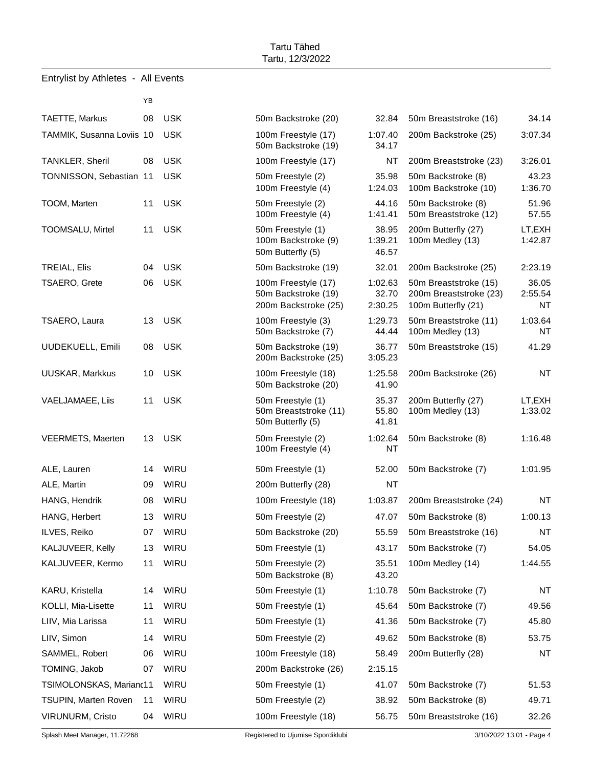Tartu Tähed
Tartu, 12/3/2022

## Entrylist by Athletes - All Events

| | YB | | | | | |
|---|---|---|---|---|---|---|
| TAETTE, Markus | 08 | USK | 50m Backstroke (20) | 32.84 | 50m Breaststroke (16) | 34.14 |
| TAMMIK, Susanna Loviis | 10 | USK | 100m Freestyle (17)<br>50m Backstroke (19) | 1:07.40<br>34.17 | 200m Backstroke (25) | 3:07.34 |
| TANKLER, Sheril | 08 | USK | 100m Freestyle (17) | NT | 200m Breaststroke (23) | 3:26.01 |
| TONNISSON, Sebastian | 11 | USK | 50m Freestyle (2)<br>100m Freestyle (4) | 35.98<br>1:24.03 | 50m Backstroke (8)<br>100m Backstroke (10) | 43.23<br>1:36.70 |
| TOOM, Marten | 11 | USK | 50m Freestyle (2)<br>100m Freestyle (4) | 44.16<br>1:41.41 | 50m Backstroke (8)<br>50m Breaststroke (12) | 51.96<br>57.55 |
| TOOMSALU, Mirtel | 11 | USK | 50m Freestyle (1)<br>100m Backstroke (9)<br>50m Butterfly (5) | 38.95<br>1:39.21<br>46.57 | 200m Butterfly (27)<br>100m Medley (13) | LT,EXH<br>1:42.87 |
| TREIAL, Elis | 04 | USK | 50m Backstroke (19) | 32.01 | 200m Backstroke (25) | 2:23.19 |
| TSAERO, Grete | 06 | USK | 100m Freestyle (17)<br>50m Backstroke (19)<br>200m Backstroke (25) | 1:02.63<br>32.70<br>2:30.25 | 50m Breaststroke (15)<br>200m Breaststroke (23)<br>100m Butterfly (21) | 36.05<br>2:55.54<br>NT |
| TSAERO, Laura | 13 | USK | 100m Freestyle (3)<br>50m Backstroke (7) | 1:29.73<br>44.44 | 50m Breaststroke (11)<br>100m Medley (13) | 1:03.64<br>NT |
| UUDEKUELL, Emili | 08 | USK | 50m Backstroke (19)<br>200m Backstroke (25) | 36.77<br>3:05.23 | 50m Breaststroke (15) | 41.29 |
| UUSKAR, Markkus | 10 | USK | 100m Freestyle (18)<br>50m Backstroke (20) | 1:25.58<br>41.90 | 200m Backstroke (26) | NT |
| VAELJAMAEE, Liis | 11 | USK | 50m Freestyle (1)<br>50m Breaststroke (11)<br>50m Butterfly (5) | 35.37<br>55.80<br>41.81 | 200m Butterfly (27)<br>100m Medley (13) | LT,EXH<br>1:33.02 |
| VEERMETS, Maerten | 13 | USK | 50m Freestyle (2)<br>100m Freestyle (4) | 1:02.64<br>NT | 50m Backstroke (8) | 1:16.48 |
| ALE, Lauren | 14 | WIRU | 50m Freestyle (1) | 52.00 | 50m Backstroke (7) | 1:01.95 |
| ALE, Martin | 09 | WIRU | 200m Butterfly (28) | NT | | |
| HANG, Hendrik | 08 | WIRU | 100m Freestyle (18) | 1:03.87 | 200m Breaststroke (24) | NT |
| HANG, Herbert | 13 | WIRU | 50m Freestyle (2) | 47.07 | 50m Backstroke (8) | 1:00.13 |
| ILVES, Reiko | 07 | WIRU | 50m Backstroke (20) | 55.59 | 50m Breaststroke (16) | NT |
| KALJUVEER, Kelly | 13 | WIRU | 50m Freestyle (1) | 43.17 | 50m Backstroke (7) | 54.05 |
| KALJUVEER, Kermo | 11 | WIRU | 50m Freestyle (2)<br>50m Backstroke (8) | 35.51<br>43.20 | 100m Medley (14) | 1:44.55 |
| KARU, Kristella | 14 | WIRU | 50m Freestyle (1) | 1:10.78 | 50m Backstroke (7) | NT |
| KOLLI, Mia-Lisette | 11 | WIRU | 50m Freestyle (1) | 45.64 | 50m Backstroke (7) | 49.56 |
| LIIV, Mia Larissa | 11 | WIRU | 50m Freestyle (1) | 41.36 | 50m Backstroke (7) | 45.80 |
| LIIV, Simon | 14 | WIRU | 50m Freestyle (2) | 49.62 | 50m Backstroke (8) | 53.75 |
| SAMMEL, Robert | 06 | WIRU | 100m Freestyle (18) | 58.49 | 200m Butterfly (28) | NT |
| TOMING, Jakob | 07 | WIRU | 200m Backstroke (26) | 2:15.15 | | |
| TSIMOLONSKAS, Marianc | 11 | WIRU | 50m Freestyle (1) | 41.07 | 50m Backstroke (7) | 51.53 |
| TSUPIN, Marten Roven | 11 | WIRU | 50m Freestyle (2) | 38.92 | 50m Backstroke (8) | 49.71 |
| VIRUNURM, Cristo | 04 | WIRU | 100m Freestyle (18) | 56.75 | 50m Breaststroke (16) | 32.26 |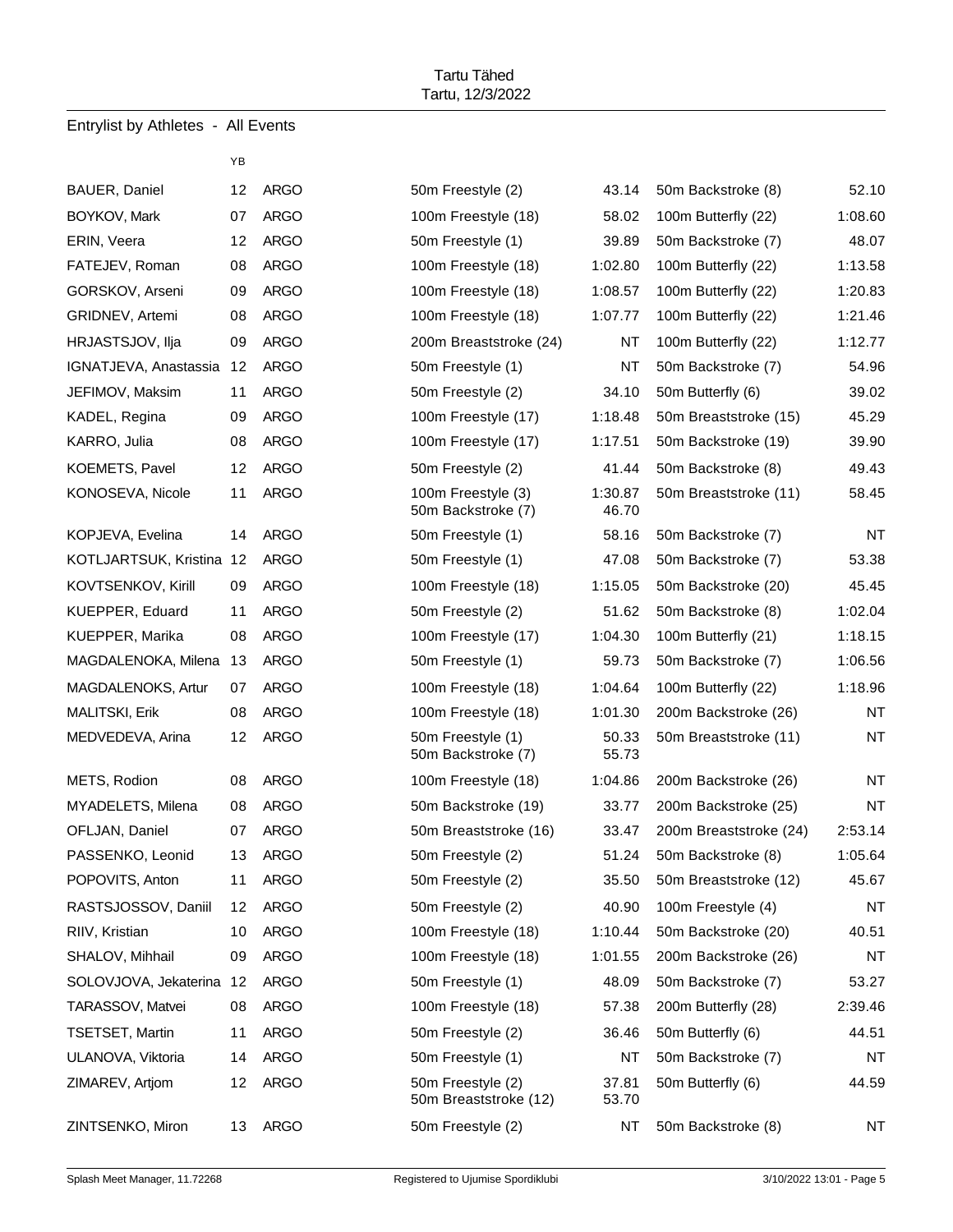Tartu Tähed
Tartu, 12/3/2022

## Entrylist by Athletes - All Events

| | YB | | | | | |
|---|---|---|---|---|---|---|
| BAUER, Daniel | 12 | ARGO | 50m Freestyle (2) | 43.14 | 50m Backstroke (8) | 52.10 |
| BOYKOV, Mark | 07 | ARGO | 100m Freestyle (18) | 58.02 | 100m Butterfly (22) | 1:08.60 |
| ERIN, Veera | 12 | ARGO | 50m Freestyle (1) | 39.89 | 50m Backstroke (7) | 48.07 |
| FATEJEV, Roman | 08 | ARGO | 100m Freestyle (18) | 1:02.80 | 100m Butterfly (22) | 1:13.58 |
| GORSKOV, Arseni | 09 | ARGO | 100m Freestyle (18) | 1:08.57 | 100m Butterfly (22) | 1:20.83 |
| GRIDNEV, Artemi | 08 | ARGO | 100m Freestyle (18) | 1:07.77 | 100m Butterfly (22) | 1:21.46 |
| HRJASTSJOV, Ilja | 09 | ARGO | 200m Breaststroke (24) | NT | 100m Butterfly (22) | 1:12.77 |
| IGNATJEVA, Anastassia | 12 | ARGO | 50m Freestyle (1) | NT | 50m Backstroke (7) | 54.96 |
| JEFIMOV, Maksim | 11 | ARGO | 50m Freestyle (2) | 34.10 | 50m Butterfly (6) | 39.02 |
| KADEL, Regina | 09 | ARGO | 100m Freestyle (17) | 1:18.48 | 50m Breaststroke (15) | 45.29 |
| KARRO, Julia | 08 | ARGO | 100m Freestyle (17) | 1:17.51 | 50m Backstroke (19) | 39.90 |
| KOEMETS, Pavel | 12 | ARGO | 50m Freestyle (2) | 41.44 | 50m Backstroke (8) | 49.43 |
| KONOSEVA, Nicole | 11 | ARGO | 100m Freestyle (3)<br>50m Backstroke (7) | 1:30.87<br>46.70 | 50m Breaststroke (11) | 58.45 |
| KOPJEVA, Evelina | 14 | ARGO | 50m Freestyle (1) | 58.16 | 50m Backstroke (7) | NT |
| KOTLJARTSUK, Kristina | 12 | ARGO | 50m Freestyle (1) | 47.08 | 50m Backstroke (7) | 53.38 |
| KOVTSENKOV, Kirill | 09 | ARGO | 100m Freestyle (18) | 1:15.05 | 50m Backstroke (20) | 45.45 |
| KUEPPER, Eduard | 11 | ARGO | 50m Freestyle (2) | 51.62 | 50m Backstroke (8) | 1:02.04 |
| KUEPPER, Marika | 08 | ARGO | 100m Freestyle (17) | 1:04.30 | 100m Butterfly (21) | 1:18.15 |
| MAGDALENOKA, Milena | 13 | ARGO | 50m Freestyle (1) | 59.73 | 50m Backstroke (7) | 1:06.56 |
| MAGDALENOKS, Artur | 07 | ARGO | 100m Freestyle (18) | 1:04.64 | 100m Butterfly (22) | 1:18.96 |
| MALITSKI, Erik | 08 | ARGO | 100m Freestyle (18) | 1:01.30 | 200m Backstroke (26) | NT |
| MEDVEDEVA, Arina | 12 | ARGO | 50m Freestyle (1)<br>50m Backstroke (7) | 50.33<br>55.73 | 50m Breaststroke (11) | NT |
| METS, Rodion | 08 | ARGO | 100m Freestyle (18) | 1:04.86 | 200m Backstroke (26) | NT |
| MYADELETS, Milena | 08 | ARGO | 50m Backstroke (19) | 33.77 | 200m Backstroke (25) | NT |
| OFLJAN, Daniel | 07 | ARGO | 50m Breaststroke (16) | 33.47 | 200m Breaststroke (24) | 2:53.14 |
| PASSENKO, Leonid | 13 | ARGO | 50m Freestyle (2) | 51.24 | 50m Backstroke (8) | 1:05.64 |
| POPOVITS, Anton | 11 | ARGO | 50m Freestyle (2) | 35.50 | 50m Breaststroke (12) | 45.67 |
| RASTSJOSSOV, Daniil | 12 | ARGO | 50m Freestyle (2) | 40.90 | 100m Freestyle (4) | NT |
| RIIV, Kristian | 10 | ARGO | 100m Freestyle (18) | 1:10.44 | 50m Backstroke (20) | 40.51 |
| SHALOV, Mihhail | 09 | ARGO | 100m Freestyle (18) | 1:01.55 | 200m Backstroke (26) | NT |
| SOLOVJOVA, Jekaterina | 12 | ARGO | 50m Freestyle (1) | 48.09 | 50m Backstroke (7) | 53.27 |
| TARASSOV, Matvei | 08 | ARGO | 100m Freestyle (18) | 57.38 | 200m Butterfly (28) | 2:39.46 |
| TSETSET, Martin | 11 | ARGO | 50m Freestyle (2) | 36.46 | 50m Butterfly (6) | 44.51 |
| ULANOVA, Viktoria | 14 | ARGO | 50m Freestyle (1) | NT | 50m Backstroke (7) | NT |
| ZIMAREV, Artjom | 12 | ARGO | 50m Freestyle (2)<br>50m Breaststroke (12) | 37.81<br>53.70 | 50m Butterfly (6) | 44.59 |
| ZINTSENKO, Miron | 13 | ARGO | 50m Freestyle (2) | NT | 50m Backstroke (8) | NT |

Splash Meet Manager, 11.72268 — Registered to Ujumise Spordiklubi — 3/10/2022 13:01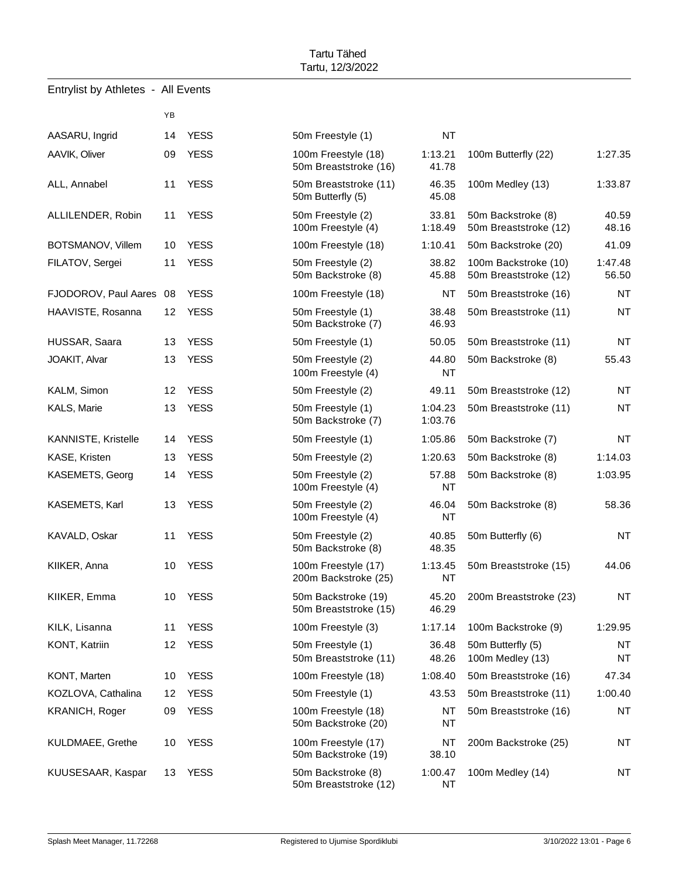Tartu Tähed
Tartu, 12/3/2022

## Entrylist by Athletes - All Events

| Name | YB | Club | Event | Time | Event | Time |
|---|---|---|---|---|---|---|
| AASARU, Ingrid | 14 | YESS | 50m Freestyle (1) | NT | | |
| AAVIK, Oliver | 09 | YESS | 100m Freestyle (18) | 1:13.21 | 100m Butterfly (22) | 1:27.35 |
| | | | 50m Breaststroke (16) | 41.78 | | |
| ALL, Annabel | 11 | YESS | 50m Breaststroke (11) | 46.35 | 100m Medley (13) | 1:33.87 |
| | | | 50m Butterfly (5) | 45.08 | | |
| ALLILENDER, Robin | 11 | YESS | 50m Freestyle (2) | 33.81 | 50m Backstroke (8) | 40.59 |
| | | | 100m Freestyle (4) | 1:18.49 | 50m Breaststroke (12) | 48.16 |
| BOTSMANOV, Villem | 10 | YESS | 100m Freestyle (18) | 1:10.41 | 50m Backstroke (20) | 41.09 |
| FILATOV, Sergei | 11 | YESS | 50m Freestyle (2) | 38.82 | 100m Backstroke (10) | 1:47.48 |
| | | | 50m Backstroke (8) | 45.88 | 50m Breaststroke (12) | 56.50 |
| FJODOROV, Paul Aares | 08 | YESS | 100m Freestyle (18) | NT | 50m Breaststroke (16) | NT |
| HAAVISTE, Rosanna | 12 | YESS | 50m Freestyle (1) | 38.48 | 50m Breaststroke (11) | NT |
| | | | 50m Backstroke (7) | 46.93 | | |
| HUSSAR, Saara | 13 | YESS | 50m Freestyle (1) | 50.05 | 50m Breaststroke (11) | NT |
| JOAKIT, Alvar | 13 | YESS | 50m Freestyle (2) | 44.80 | 50m Backstroke (8) | 55.43 |
| | | | 100m Freestyle (4) | NT | | |
| KALM, Simon | 12 | YESS | 50m Freestyle (2) | 49.11 | 50m Breaststroke (12) | NT |
| KALS, Marie | 13 | YESS | 50m Freestyle (1) | 1:04.23 | 50m Breaststroke (11) | NT |
| | | | 50m Backstroke (7) | 1:03.76 | | |
| KANNISTE, Kristelle | 14 | YESS | 50m Freestyle (1) | 1:05.86 | 50m Backstroke (7) | NT |
| KASE, Kristen | 13 | YESS | 50m Freestyle (2) | 1:20.63 | 50m Backstroke (8) | 1:14.03 |
| KASEMETS, Georg | 14 | YESS | 50m Freestyle (2) | 57.88 | 50m Backstroke (8) | 1:03.95 |
| | | | 100m Freestyle (4) | NT | | |
| KASEMETS, Karl | 13 | YESS | 50m Freestyle (2) | 46.04 | 50m Backstroke (8) | 58.36 |
| | | | 100m Freestyle (4) | NT | | |
| KAVALD, Oskar | 11 | YESS | 50m Freestyle (2) | 40.85 | 50m Butterfly (6) | NT |
| | | | 50m Backstroke (8) | 48.35 | | |
| KIIKER, Anna | 10 | YESS | 100m Freestyle (17) | 1:13.45 | 50m Breaststroke (15) | 44.06 |
| | | | 200m Backstroke (25) | NT | | |
| KIIKER, Emma | 10 | YESS | 50m Backstroke (19) | 45.20 | 200m Breaststroke (23) | NT |
| | | | 50m Breaststroke (15) | 46.29 | | |
| KILK, Lisanna | 11 | YESS | 100m Freestyle (3) | 1:17.14 | 100m Backstroke (9) | 1:29.95 |
| KONT, Katriin | 12 | YESS | 50m Freestyle (1) | 36.48 | 50m Butterfly (5) | NT |
| | | | 50m Breaststroke (11) | 48.26 | 100m Medley (13) | NT |
| KONT, Marten | 10 | YESS | 100m Freestyle (18) | 1:08.40 | 50m Breaststroke (16) | 47.34 |
| KOZLOVA, Cathalina | 12 | YESS | 50m Freestyle (1) | 43.53 | 50m Breaststroke (11) | 1:00.40 |
| KRANICH, Roger | 09 | YESS | 100m Freestyle (18) | NT | 50m Breaststroke (16) | NT |
| | | | 50m Backstroke (20) | NT | | |
| KULDMAEE, Grethe | 10 | YESS | 100m Freestyle (17) | NT | 200m Backstroke (25) | NT |
| | | | 50m Backstroke (19) | 38.10 | | |
| KUUSESAAR, Kaspar | 13 | YESS | 50m Backstroke (8) | 1:00.47 | 100m Medley (14) | NT |
| | | | 50m Breaststroke (12) | NT | | |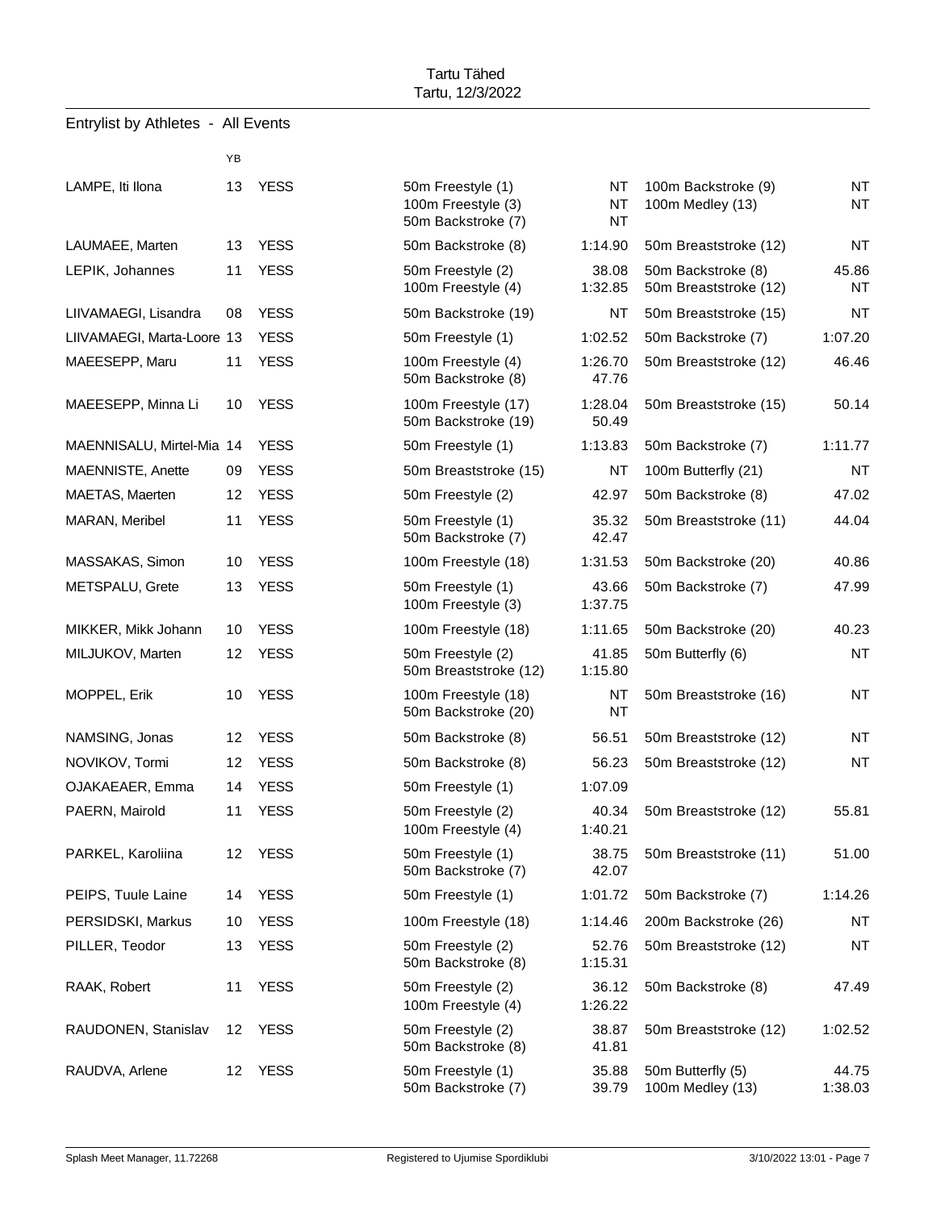Tartu Tähed
Tartu, 12/3/2022

## Entrylist by Athletes - All Events

| | YB | | Event | Time | Event | Time |
|---|---|---|---|---|---|---|
| LAMPE, Iti Ilona | 13 | YESS | 50m Freestyle (1) | NT | 100m Backstroke (9) | NT |
| | | | 100m Freestyle (3) | NT | 100m Medley (13) | NT |
| | | | 50m Backstroke (7) | NT | | |
| LAUMAEE, Marten | 13 | YESS | 50m Backstroke (8) | 1:14.90 | 50m Breaststroke (12) | NT |
| LEPIK, Johannes | 11 | YESS | 50m Freestyle (2) | 38.08 | 50m Backstroke (8) | 45.86 |
| | | | 100m Freestyle (4) | 1:32.85 | 50m Breaststroke (12) | NT |
| LIIVAMAEGI, Lisandra | 08 | YESS | 50m Backstroke (19) | NT | 50m Breaststroke (15) | NT |
| LIIVAMAEGI, Marta-Loore | 13 | YESS | 50m Freestyle (1) | 1:02.52 | 50m Backstroke (7) | 1:07.20 |
| MAEESEPP, Maru | 11 | YESS | 100m Freestyle (4) | 1:26.70 | 50m Breaststroke (12) | 46.46 |
| | | | 50m Backstroke (8) | 47.76 | | |
| MAEESEPP, Minna Li | 10 | YESS | 100m Freestyle (17) | 1:28.04 | 50m Breaststroke (15) | 50.14 |
| | | | 50m Backstroke (19) | 50.49 | | |
| MAENNISALU, Mirtel-Mia | 14 | YESS | 50m Freestyle (1) | 1:13.83 | 50m Backstroke (7) | 1:11.77 |
| MAENNISTE, Anette | 09 | YESS | 50m Breaststroke (15) | NT | 100m Butterfly (21) | NT |
| MAETAS, Maerten | 12 | YESS | 50m Freestyle (2) | 42.97 | 50m Backstroke (8) | 47.02 |
| MARAN, Meribel | 11 | YESS | 50m Freestyle (1) | 35.32 | 50m Breaststroke (11) | 44.04 |
| | | | 50m Backstroke (7) | 42.47 | | |
| MASSAKAS, Simon | 10 | YESS | 100m Freestyle (18) | 1:31.53 | 50m Backstroke (20) | 40.86 |
| METSPALU, Grete | 13 | YESS | 50m Freestyle (1) | 43.66 | 50m Backstroke (7) | 47.99 |
| | | | 100m Freestyle (3) | 1:37.75 | | |
| MIKKER, Mikk Johann | 10 | YESS | 100m Freestyle (18) | 1:11.65 | 50m Backstroke (20) | 40.23 |
| MILJUKOV, Marten | 12 | YESS | 50m Freestyle (2) | 41.85 | 50m Butterfly (6) | NT |
| | | | 50m Breaststroke (12) | 1:15.80 | | |
| MOPPEL, Erik | 10 | YESS | 100m Freestyle (18) | NT | 50m Breaststroke (16) | NT |
| | | | 50m Backstroke (20) | NT | | |
| NAMSING, Jonas | 12 | YESS | 50m Backstroke (8) | 56.51 | 50m Breaststroke (12) | NT |
| NOVIKOV, Tormi | 12 | YESS | 50m Backstroke (8) | 56.23 | 50m Breaststroke (12) | NT |
| OJAKAEAER, Emma | 14 | YESS | 50m Freestyle (1) | 1:07.09 | | |
| PAERN, Mairold | 11 | YESS | 50m Freestyle (2) | 40.34 | 50m Breaststroke (12) | 55.81 |
| | | | 100m Freestyle (4) | 1:40.21 | | |
| PARKEL, Karoliina | 12 | YESS | 50m Freestyle (1) | 38.75 | 50m Breaststroke (11) | 51.00 |
| | | | 50m Backstroke (7) | 42.07 | | |
| PEIPS, Tuule Laine | 14 | YESS | 50m Freestyle (1) | 1:01.72 | 50m Backstroke (7) | 1:14.26 |
| PERSIDSKI, Markus | 10 | YESS | 100m Freestyle (18) | 1:14.46 | 200m Backstroke (26) | NT |
| PILLER, Teodor | 13 | YESS | 50m Freestyle (2) | 52.76 | 50m Breaststroke (12) | NT |
| | | | 50m Backstroke (8) | 1:15.31 | | |
| RAAK, Robert | 11 | YESS | 50m Freestyle (2) | 36.12 | 50m Backstroke (8) | 47.49 |
| | | | 100m Freestyle (4) | 1:26.22 | | |
| RAUDONEN, Stanislav | 12 | YESS | 50m Freestyle (2) | 38.87 | 50m Breaststroke (12) | 1:02.52 |
| | | | 50m Backstroke (8) | 41.81 | | |
| RAUDVA, Arlene | 12 | YESS | 50m Freestyle (1) | 35.88 | 50m Butterfly (5) | 44.75 |
| | | | 50m Backstroke (7) | 39.79 | 100m Medley (13) | 1:38.03 |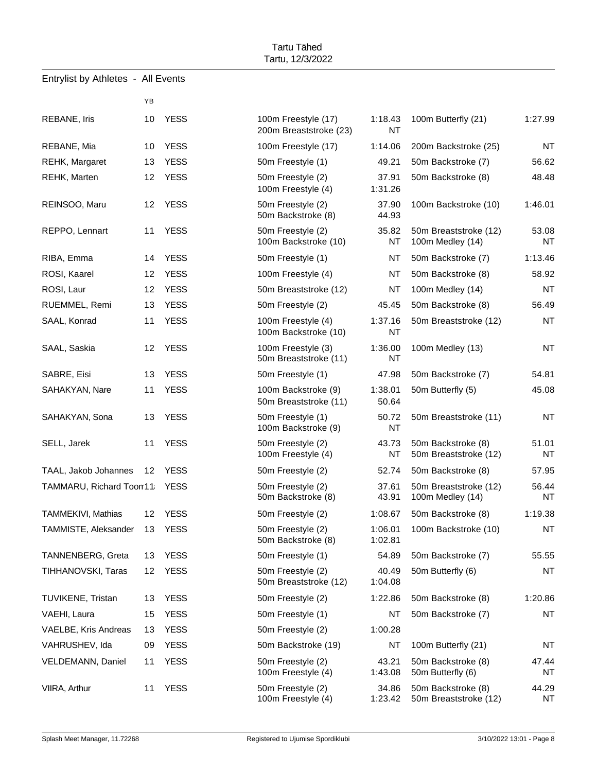Tartu Tähed
Tartu, 12/3/2022

## Entrylist by Athletes - All Events

| | YB | | | | | |
|---|---|---|---|---|---|---|
| REBANE, Iris | 10 | YESS | 100m Freestyle (17)<br>200m Breaststroke (23) | 1:18.43<br>NT | 100m Butterfly (21) | 1:27.99 |
| REBANE, Mia | 10 | YESS | 100m Freestyle (17) | 1:14.06 | 200m Backstroke (25) | NT |
| REHK, Margaret | 13 | YESS | 50m Freestyle (1) | 49.21 | 50m Backstroke (7) | 56.62 |
| REHK, Marten | 12 | YESS | 50m Freestyle (2)<br>100m Freestyle (4) | 37.91<br>1:31.26 | 50m Backstroke (8) | 48.48 |
| REINSOO, Maru | 12 | YESS | 50m Freestyle (2)<br>50m Backstroke (8) | 37.90<br>44.93 | 100m Backstroke (10) | 1:46.01 |
| REPPO, Lennart | 11 | YESS | 50m Freestyle (2)<br>100m Backstroke (10) | 35.82<br>NT | 50m Breaststroke (12)<br>100m Medley (14) | 53.08<br>NT |
| RIBA, Emma | 14 | YESS | 50m Freestyle (1) | NT | 50m Backstroke (7) | 1:13.46 |
| ROSI, Kaarel | 12 | YESS | 100m Freestyle (4) | NT | 50m Backstroke (8) | 58.92 |
| ROSI, Laur | 12 | YESS | 50m Breaststroke (12) | NT | 100m Medley (14) | NT |
| RUEMMEL, Remi | 13 | YESS | 50m Freestyle (2) | 45.45 | 50m Backstroke (8) | 56.49 |
| SAAL, Konrad | 11 | YESS | 100m Freestyle (4)<br>100m Backstroke (10) | 1:37.16<br>NT | 50m Breaststroke (12) | NT |
| SAAL, Saskia | 12 | YESS | 100m Freestyle (3)<br>50m Breaststroke (11) | 1:36.00<br>NT | 100m Medley (13) | NT |
| SABRE, Eisi | 13 | YESS | 50m Freestyle (1) | 47.98 | 50m Backstroke (7) | 54.81 |
| SAHAKYAN, Nare | 11 | YESS | 100m Backstroke (9)<br>50m Breaststroke (11) | 1:38.01<br>50.64 | 50m Butterfly (5) | 45.08 |
| SAHAKYAN, Sona | 13 | YESS | 50m Freestyle (1)<br>100m Backstroke (9) | 50.72<br>NT | 50m Breaststroke (11) | NT |
| SELL, Jarek | 11 | YESS | 50m Freestyle (2)<br>100m Freestyle (4) | 43.73<br>NT | 50m Backstroke (8)<br>50m Breaststroke (12) | 51.01<br>NT |
| TAAL, Jakob Johannes | 12 | YESS | 50m Freestyle (2) | 52.74 | 50m Backstroke (8) | 57.95 |
| TAMMARU, Richard Toom | 11 | YESS | 50m Freestyle (2)<br>50m Backstroke (8) | 37.61<br>43.91 | 50m Breaststroke (12)<br>100m Medley (14) | 56.44<br>NT |
| TAMMEKIVI, Mathias | 12 | YESS | 50m Freestyle (2) | 1:08.67 | 50m Backstroke (8) | 1:19.38 |
| TAMMISTE, Aleksander | 13 | YESS | 50m Freestyle (2)<br>50m Backstroke (8) | 1:06.01<br>1:02.81 | 100m Backstroke (10) | NT |
| TANNENBERG, Greta | 13 | YESS | 50m Freestyle (1) | 54.89 | 50m Backstroke (7) | 55.55 |
| TIHHANOVSKI, Taras | 12 | YESS | 50m Freestyle (2)<br>50m Breaststroke (12) | 40.49<br>1:04.08 | 50m Butterfly (6) | NT |
| TUVIKENE, Tristan | 13 | YESS | 50m Freestyle (2) | 1:22.86 | 50m Backstroke (8) | 1:20.86 |
| VAEHI, Laura | 15 | YESS | 50m Freestyle (1) | NT | 50m Backstroke (7) | NT |
| VAELBE, Kris Andreas | 13 | YESS | 50m Freestyle (2) | 1:00.28 | | |
| VAHRUSHEV, Ida | 09 | YESS | 50m Backstroke (19) | NT | 100m Butterfly (21) | NT |
| VELDEMANN, Daniel | 11 | YESS | 50m Freestyle (2)<br>100m Freestyle (4) | 43.21<br>1:43.08 | 50m Backstroke (8)<br>50m Butterfly (6) | 47.44<br>NT |
| VIIRA, Arthur | 11 | YESS | 50m Freestyle (2)<br>100m Freestyle (4) | 34.86<br>1:23.42 | 50m Backstroke (8)<br>50m Breaststroke (12) | 44.29<br>NT |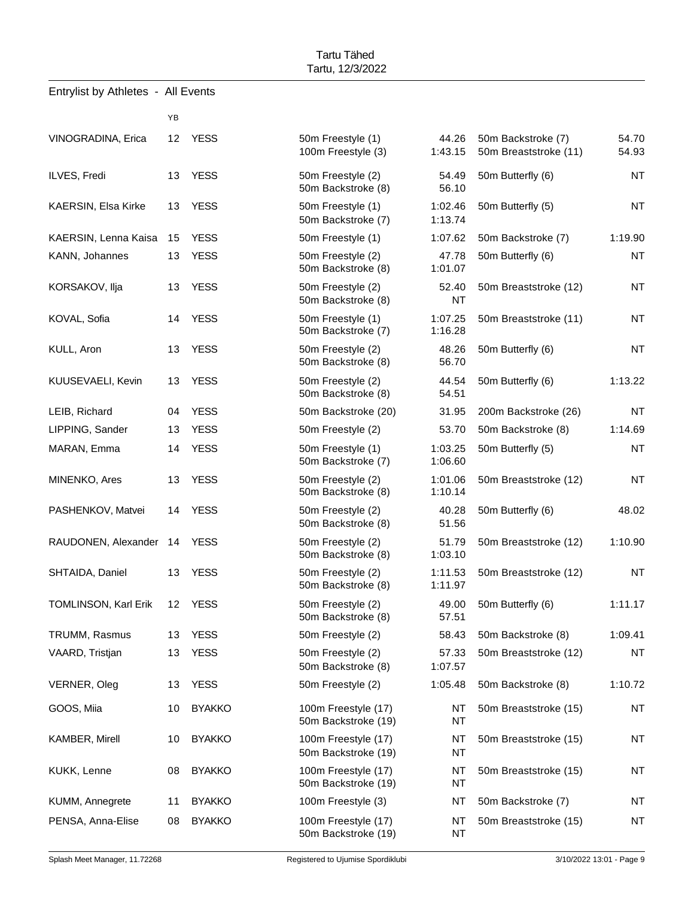Tartu Tähed
Tartu, 12/3/2022

## Entrylist by Athletes - All Events

| Name | YB | Club | Event | Entry time | Event | Entry time |
|---|---|---|---|---|---|---|
| VINOGRADINA, Erica | 12 | YESS | 50m Freestyle (1) | 44.26 | 50m Backstroke (7) | 54.70 |
| | | | 100m Freestyle (3) | 1:43.15 | 50m Breaststroke (11) | 54.93 |
| ILVES, Fredi | 13 | YESS | 50m Freestyle (2) | 54.49 | 50m Butterfly (6) | NT |
| | | | 50m Backstroke (8) | 56.10 | | |
| KAERSIN, Elsa Kirke | 13 | YESS | 50m Freestyle (1) | 1:02.46 | 50m Butterfly (5) | NT |
| | | | 50m Backstroke (7) | 1:13.74 | | |
| KAERSIN, Lenna Kaisa | 15 | YESS | 50m Freestyle (1) | 1:07.62 | 50m Backstroke (7) | 1:19.90 |
| KANN, Johannes | 13 | YESS | 50m Freestyle (2) | 47.78 | 50m Butterfly (6) | NT |
| | | | 50m Backstroke (8) | 1:01.07 | | |
| KORSAKOV, Ilja | 13 | YESS | 50m Freestyle (2) | 52.40 | 50m Breaststroke (12) | NT |
| | | | 50m Backstroke (8) | NT | | |
| KOVAL, Sofia | 14 | YESS | 50m Freestyle (1) | 1:07.25 | 50m Breaststroke (11) | NT |
| | | | 50m Backstroke (7) | 1:16.28 | | |
| KULL, Aron | 13 | YESS | 50m Freestyle (2) | 48.26 | 50m Butterfly (6) | NT |
| | | | 50m Backstroke (8) | 56.70 | | |
| KUUSEVAELI, Kevin | 13 | YESS | 50m Freestyle (2) | 44.54 | 50m Butterfly (6) | 1:13.22 |
| | | | 50m Backstroke (8) | 54.51 | | |
| LEIB, Richard | 04 | YESS | 50m Backstroke (20) | 31.95 | 200m Backstroke (26) | NT |
| LIPPING, Sander | 13 | YESS | 50m Freestyle (2) | 53.70 | 50m Backstroke (8) | 1:14.69 |
| MARAN, Emma | 14 | YESS | 50m Freestyle (1) | 1:03.25 | 50m Butterfly (5) | NT |
| | | | 50m Backstroke (7) | 1:06.60 | | |
| MINENKO, Ares | 13 | YESS | 50m Freestyle (2) | 1:01.06 | 50m Breaststroke (12) | NT |
| | | | 50m Backstroke (8) | 1:10.14 | | |
| PASHENKOV, Matvei | 14 | YESS | 50m Freestyle (2) | 40.28 | 50m Butterfly (6) | 48.02 |
| | | | 50m Backstroke (8) | 51.56 | | |
| RAUDONEN, Alexander | 14 | YESS | 50m Freestyle (2) | 51.79 | 50m Breaststroke (12) | 1:10.90 |
| | | | 50m Backstroke (8) | 1:03.10 | | |
| SHTAIDA, Daniel | 13 | YESS | 50m Freestyle (2) | 1:11.53 | 50m Breaststroke (12) | NT |
| | | | 50m Backstroke (8) | 1:11.97 | | |
| TOMLINSON, Karl Erik | 12 | YESS | 50m Freestyle (2) | 49.00 | 50m Butterfly (6) | 1:11.17 |
| | | | 50m Backstroke (8) | 57.51 | | |
| TRUMM, Rasmus | 13 | YESS | 50m Freestyle (2) | 58.43 | 50m Backstroke (8) | 1:09.41 |
| VAARD, Tristjan | 13 | YESS | 50m Freestyle (2) | 57.33 | 50m Breaststroke (12) | NT |
| | | | 50m Backstroke (8) | 1:07.57 | | |
| VERNER, Oleg | 13 | YESS | 50m Freestyle (2) | 1:05.48 | 50m Backstroke (8) | 1:10.72 |
| GOOS, Miia | 10 | BYAKKO | 100m Freestyle (17) | NT | 50m Breaststroke (15) | NT |
| | | | 50m Backstroke (19) | NT | | |
| KAMBER, Mirell | 10 | BYAKKO | 100m Freestyle (17) | NT | 50m Breaststroke (15) | NT |
| | | | 50m Backstroke (19) | NT | | |
| KUKK, Lenne | 08 | BYAKKO | 100m Freestyle (17) | NT | 50m Breaststroke (15) | NT |
| | | | 50m Backstroke (19) | NT | | |
| KUMM, Annegrete | 11 | BYAKKO | 100m Freestyle (3) | NT | 50m Backstroke (7) | NT |
| PENSA, Anna-Elise | 08 | BYAKKO | 100m Freestyle (17) | NT | 50m Breaststroke (15) | NT |
| | | | 50m Backstroke (19) | NT | | |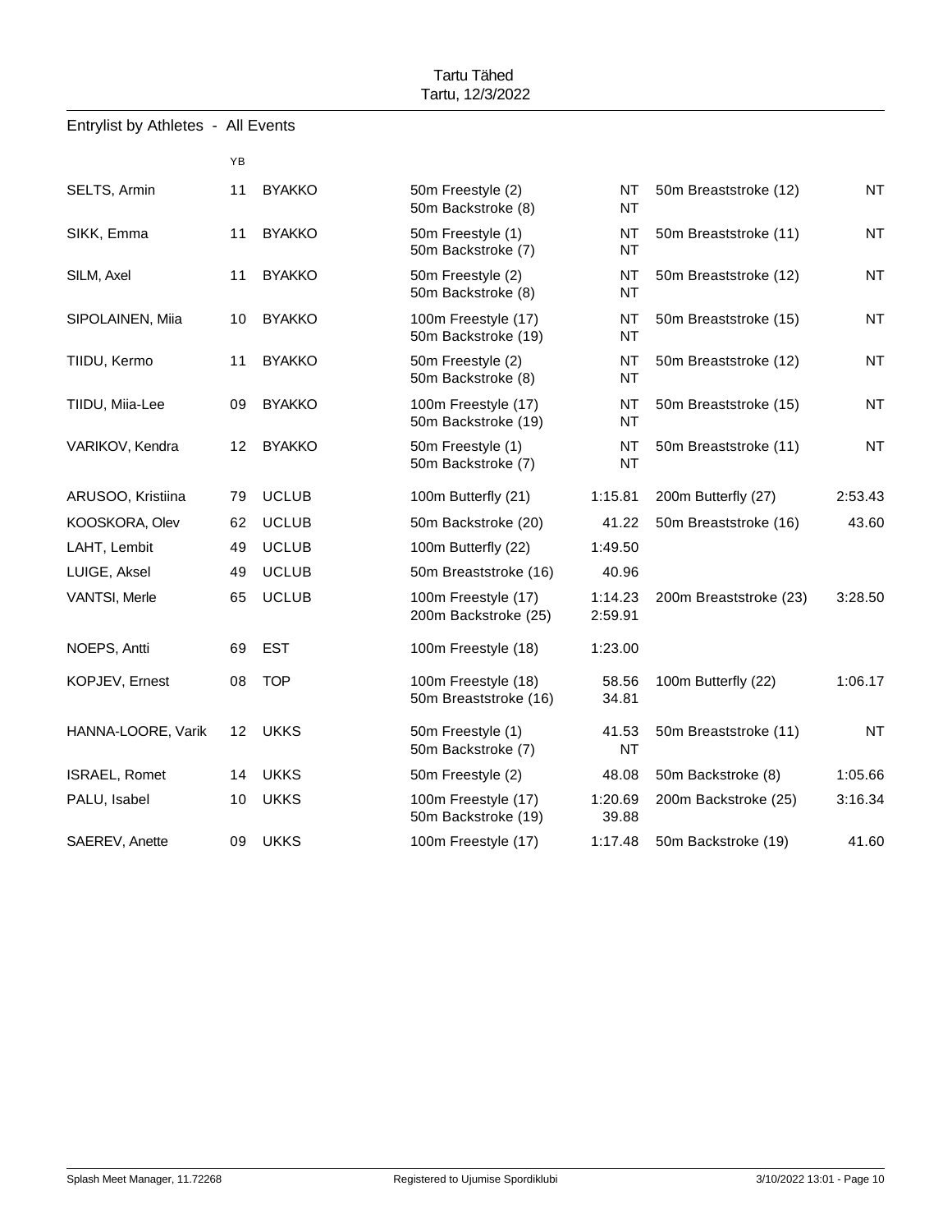Entrylist by Athletes - All Events

| | YB | | | | | |
|---|---|---|---|---|---|---|
| SELTS, Armin | 11 | BYAKKO | 50m Freestyle (2)<br>50m Backstroke (8) | NT<br>NT | 50m Breaststroke (12) | NT |
| SIKK, Emma | 11 | BYAKKO | 50m Freestyle (1)<br>50m Backstroke (7) | NT<br>NT | 50m Breaststroke (11) | NT |
| SILM, Axel | 11 | BYAKKO | 50m Freestyle (2)<br>50m Backstroke (8) | NT<br>NT | 50m Breaststroke (12) | NT |
| SIPOLAINEN, Miia | 10 | BYAKKO | 100m Freestyle (17)<br>50m Backstroke (19) | NT<br>NT | 50m Breaststroke (15) | NT |
| TIIDU, Kermo | 11 | BYAKKO | 50m Freestyle (2)<br>50m Backstroke (8) | NT<br>NT | 50m Breaststroke (12) | NT |
| TIIDU, Miia-Lee | 09 | BYAKKO | 100m Freestyle (17)<br>50m Backstroke (19) | NT<br>NT | 50m Breaststroke (15) | NT |
| VARIKOV, Kendra | 12 | BYAKKO | 50m Freestyle (1)<br>50m Backstroke (7) | NT<br>NT | 50m Breaststroke (11) | NT |
| ARUSOO, Kristiina | 79 | UCLUB | 100m Butterfly (21) | 1:15.81 | 200m Butterfly (27) | 2:53.43 |
| KOOSKORA, Olev | 62 | UCLUB | 50m Backstroke (20) | 41.22 | 50m Breaststroke (16) | 43.60 |
| LAHT, Lembit | 49 | UCLUB | 100m Butterfly (22) | 1:49.50 | | |
| LUIGE, Aksel | 49 | UCLUB | 50m Breaststroke (16) | 40.96 | | |
| VANTSI, Merle | 65 | UCLUB | 100m Freestyle (17)<br>200m Backstroke (25) | 1:14.23<br>2:59.91 | 200m Breaststroke (23) | 3:28.50 |
| NOEPS, Antti | 69 | EST | 100m Freestyle (18) | 1:23.00 | | |
| KOPJEV, Ernest | 08 | TOP | 100m Freestyle (18)<br>50m Breaststroke (16) | 58.56<br>34.81 | 100m Butterfly (22) | 1:06.17 |
| HANNA-LOORE, Varik | 12 | UKKS | 50m Freestyle (1)<br>50m Backstroke (7) | 41.53<br>NT | 50m Breaststroke (11) | NT |
| ISRAEL, Romet | 14 | UKKS | 50m Freestyle (2) | 48.08 | 50m Backstroke (8) | 1:05.66 |
| PALU, Isabel | 10 | UKKS | 100m Freestyle (17)<br>50m Backstroke (19) | 1:20.69<br>39.88 | 200m Backstroke (25) | 3:16.34 |
| SAEREV, Anette | 09 | UKKS | 100m Freestyle (17) | 1:17.48 | 50m Backstroke (19) | 41.60 |